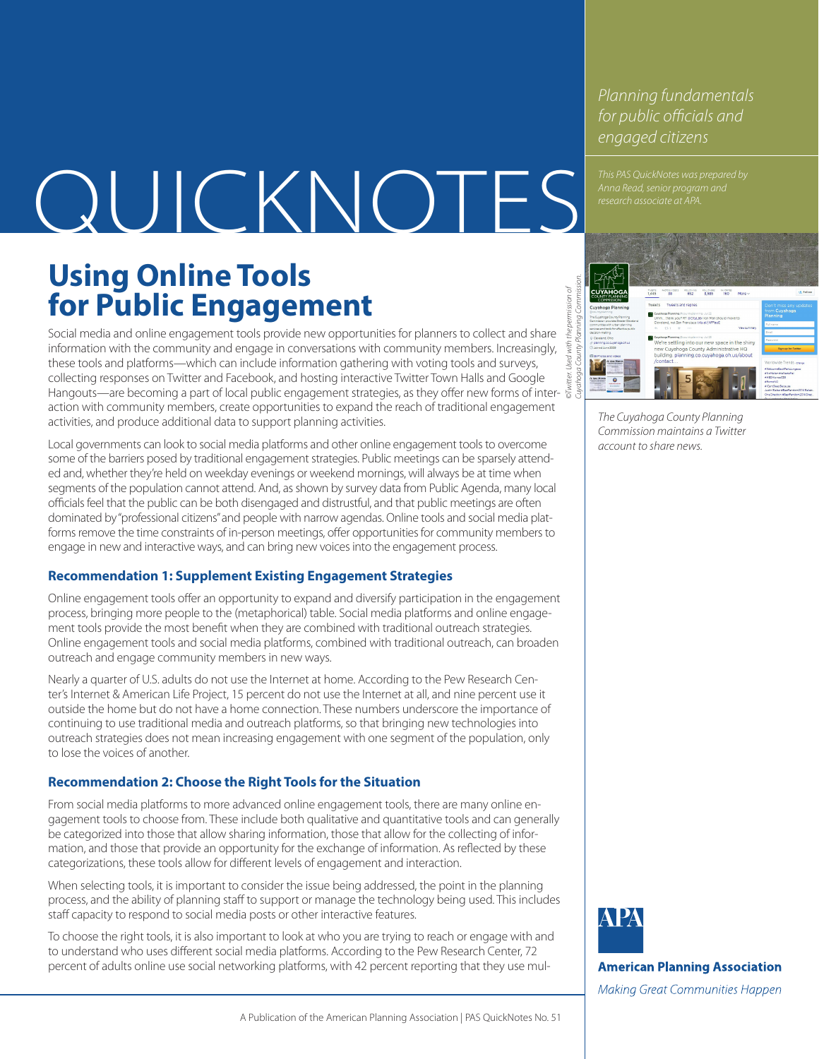# QUICKNOTES

*Planning fundamentals for public officials and engaged citizens*

*This PAS QuickNotes was prepared by Anna Read, senior program and research associate at APA.*

## Using Online Tools for Public Engagement

Social media and online engagement tools provide new opportunities for planners to collect and share information with the community and engage in conversations with community members. Increasingly, these tools and platforms—which can include information gathering with voting tools and surveys, collecting responses on Twitter and Facebook, and hosting interactive Twitter Town Halls and Google Hangouts—are becoming a part of local public engagement strategies, as they offer new forms of interaction with community members, create opportunities to expand the reach of traditional engagement activities, and produce additional data to support planning activities.

Local governments can look to social media platforms and other online engagement tools to overcome some of the barriers posed by traditional engagement strategies. Public meetings can be sparsely attended and, whether they're held on weekday evenings or weekend mornings, will always be at time when segments of the population cannot attend. And, as shown by survey data from Public Agenda, many local officials feel that the public can be both disengaged and distrustful, and that public meetings are often dominated by "professional citizens" and people with narrow agendas. Online tools and social media platforms remove the time constraints of in-person meetings, offer opportunities for community members to engage in new and interactive ways, and can bring new voices into the engagement process.

*©Twitter. Used with the permission of Cuyahoga County Planning Commission.*

*The Cuyahoga County Planning Commission maintains a Twitter account to share news.*

### Recommendation 1: Supplement Existing Engagement Strategies

Online engagement tools offer an opportunity to expand and diversify participation in the engagement process, bringing more people to the (metaphorical) table. Social media platforms and online engagement tools provide the most benefit when they are combined with traditional outreach strategies. Online engagement tools and social media platforms, combined with traditional outreach, can broaden outreach and engage community members in new ways.

Nearly a quarter of U.S. adults do not use the Internet at home. According to the Pew Research Center's Internet & American Life Project, 15 percent do not use the Internet at all, and nine percent use it outside the home but do not have a home connection. These numbers underscore the importance of continuing to use traditional media and outreach platforms, so that bringing new technologies into outreach strategies does not mean increasing engagement with one segment of the population, only to lose the voices of another.

### Recommendation 2: Choose the Right Tools for the Situation

From social media platforms to more advanced online engagement tools, there are many online engagement tools to choose from. These include both qualitative and quantitative tools and can generally be categorized into those that allow sharing information, those that allow for the collecting of information, and those that provide an opportunity for the exchange of information. As reflected by these categorizations, these tools allow for different levels of engagement and interaction.

When selecting tools, it is important to consider the issue being addressed, the point in the planning process, and the ability of planning staff to support or manage the technology being used. This includes staff capacity to respond to social media posts or other interactive features.

To choose the right tools, it is also important to look at who you are trying to reach or engage with and to understand who uses different social media platforms. According to the Pew Research Center, 72 percent of adults online use social networking platforms, with 42 percent reporting that they use mul-

**American Planning Association**

*Making Great Communities Happen*

A Publication of the American Planning Association | PAS QuickNotes No. 51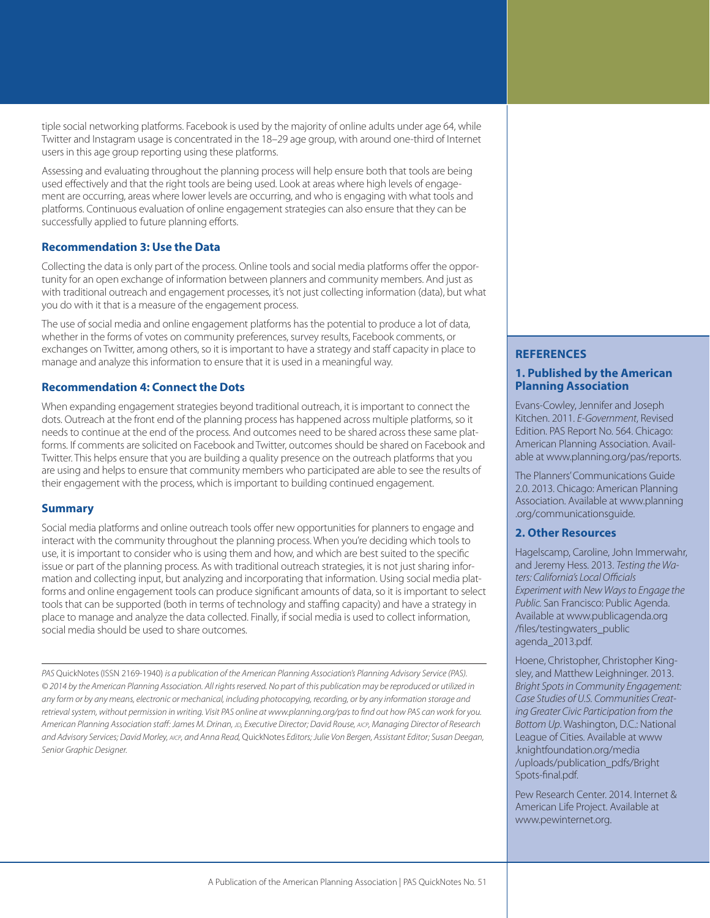tiple social networking platforms. Facebook is used by the majority of online adults under age 64, while Twitter and Instagram usage is concentrated in the 18–29 age group, with around one-third of Internet users in this age group reporting using these platforms.

Assessing and evaluating throughout the planning process will help ensure both that tools are being used effectively and that the right tools are being used. Look at areas where high levels of engagement are occurring, areas where lower levels are occurring, and who is engaging with what tools and platforms. Continuous evaluation of online engagement strategies can also ensure that they can be successfully applied to future planning efforts.

### Recommendation 3: Use the Data

Collecting the data is only part of the process. Online tools and social media platforms offer the opportunity for an open exchange of information between planners and community members. And just as with traditional outreach and engagement processes, it's not just collecting information (data), but what you do with it that is a measure of the engagement process.

The use of social media and online engagement platforms has the potential to produce a lot of data, whether in the forms of votes on community preferences, survey results, Facebook comments, or exchanges on Twitter, among others, so it is important to have a strategy and staff capacity in place to manage and analyze this information to ensure that it is used in a meaningful way.

### Recommendation 4: Connect the Dots

When expanding engagement strategies beyond traditional outreach, it is important to connect the dots. Outreach at the front end of the planning process has happened across multiple platforms, so it needs to continue at the end of the process. And outcomes need to be shared across these same platforms. If comments are solicited on Facebook and Twitter, outcomes should be shared on Facebook and Twitter. This helps ensure that you are building a quality presence on the outreach platforms that you are using and helps to ensure that community members who participated are able to see the results of their engagement with the process, which is important to building continued engagement.

### Summary

Social media platforms and online outreach tools offer new opportunities for planners to engage and interact with the community throughout the planning process. When you're deciding which tools to use, it is important to consider who is using them and how, and which are best suited to the specific issue or part of the planning process. As with traditional outreach strategies, it is not just sharing information and collecting input, but analyzing and incorporating that information. Using social media platforms and online engagement tools can produce significant amounts of data, so it is important to select tools that can be supported (both in terms of technology and staffing capacity) and have a strategy in place to manage and analyze the data collected. Finally, if social media is used to collect information, social media should be used to share outcomes.

---

*PAS* QuickNotes (ISSN 2169-1940) *is a publication of the American Planning Association's Planning Advisory Service (PAS). © 2014 by the American Planning Association. All rights reserved. No part of this publication may be reproduced or utilized in any form or by any means, electronic or mechanical, including photocopying, recording, or by any information storage and retrieval system, without permission in writing. Visit PAS online at www.planning.org/pas to find out how PAS can work for you. American Planning Association staff: James M. Drinan, JD, Executive Director; David Rouse, AICP, Managing Director of Research and Advisory Services; David Morley, AICP, and Anna Read,* QuickNotes *Editors; Julie Von Bergen, Assistant Editor; Susan Deegan, Senior Graphic Designer.*

## REFERENCES

### 1. Published by the American Planning Association

Evans-Cowley, Jennifer and Joseph Kitchen. 2011. *E-Government*, Revised Edition. PAS Report No. 564. Chicago: American Planning Association. Available at www.planning.org/pas/reports.

The Planners' Communications Guide 2.0. 2013. Chicago: American Planning Association. Available at www.planning.org/communicationsguide.

### 2. Other Resources

Hagelscamp, Caroline, John Immerwahr, and Jeremy Hess. 2013. *Testing the Waters: California's Local Officials Experiment with New Ways to Engage the Public.* San Francisco: Public Agenda. Available at www.publicagenda.org/files/testingwaters_publicagenda_2013.pdf.

Hoene, Christopher, Christopher Kingsley, and Matthew Leighninger. 2013. *Bright Spots in Community Engagement: Case Studies of U.S. Communities Creating Greater Civic Participation from the Bottom Up*. Washington, D.C.: National League of Cities. Available at www.knightfoundation.org/media/uploads/publication_pdfs/BrightSpots-final.pdf.

Pew Research Center. 2014. Internet & American Life Project. Available at www.pewinternet.org.